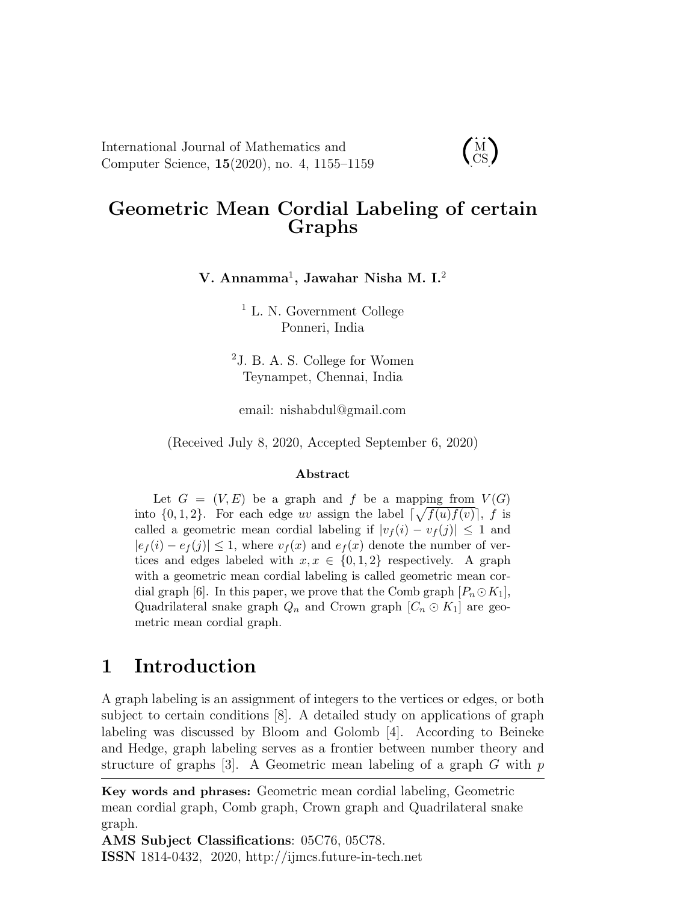# Geometric Mean Cordial Labeling of certain Graphs

**V. Annamma[1], Jawahar Nisha M. I.[2]**

[1] L. N. Government College
Ponneri, India

[2]J. B. A. S. College for Women
Teynampet, Chennai, India

email: nishabdul@gmail.com

(Received July 8, 2020, Accepted September 6, 2020)

**Abstract**

Let $G = (V, E)$ be a graph and $f$ be a mapping from $V(G)$ into $\{0, 1, 2\}$. For each edge $uv$ assign the label $\lceil \sqrt{f(u)f(v)} \rceil$, $f$ is called a geometric mean cordial labeling if $|v_f(i) - v_f(j)| \leq 1$ and $|e_f(i) - e_f(j)| \leq 1$, where $v_f(x)$ and $e_f(x)$ denote the number of vertices and edges labeled with $x, x \in \{0, 1, 2\}$ respectively. A graph with a geometric mean cordial labeling is called geometric mean cordial graph [6]. In this paper, we prove that the Comb graph $[P_n \odot K_1]$, Quadrilateral snake graph $Q_n$ and Crown graph $[C_n \odot K_1]$ are geometric mean cordial graph.

## 1 Introduction

A graph labeling is an assignment of integers to the vertices or edges, or both subject to certain conditions [8]. A detailed study on applications of graph labeling was discussed by Bloom and Golomb [4]. According to Beineke and Hedge, graph labeling serves as a frontier between number theory and structure of graphs [3]. A Geometric mean labeling of a graph $G$ with $p$

**Key words and phrases:** Geometric mean cordial labeling, Geometric mean cordial graph, Comb graph, Crown graph and Quadrilateral snake graph.

**AMS Subject Classifications**: 05C76, 05C78.

**ISSN** 1814-0432, 2020, http://ijmcs.future-in-tech.net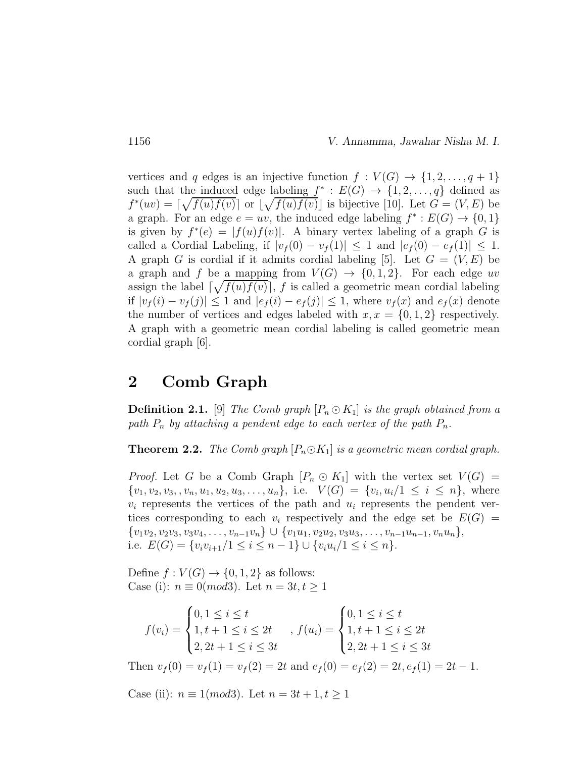vertices and $q$ edges is an injective function $f : V(G) \rightarrow \{1, 2, \ldots, q+1\}$ such that the induced edge labeling $f^* : E(G) \rightarrow \{1, 2, \ldots, q\}$ defined as $f^*(uv) = \lceil \sqrt{f(u)f(v)} \rceil$ or $\lfloor \sqrt{f(u)f(v)} \rfloor$ is bijective [10]. Let $G = (V, E)$ be a graph. For an edge $e = uv$, the induced edge labeling $f^* : E(G) \rightarrow \{0, 1\}$ is given by $f^*(e) = |f(u)f(v)|$. A binary vertex labeling of a graph $G$ is called a Cordial Labeling, if $|v_f(0) - v_f(1)| \leq 1$ and $|e_f(0) - e_f(1)| \leq 1$. A graph $G$ is cordial if it admits cordial labeling [5]. Let $G = (V, E)$ be a graph and $f$ be a mapping from $V(G) \rightarrow \{0, 1, 2\}$. For each edge $uv$ assign the label $\lceil \sqrt{f(u)f(v)} \rceil$, $f$ is called a geometric mean cordial labeling if $|v_f(i) - v_f(j)| \leq 1$ and $|e_f(i) - e_f(j)| \leq 1$, where $v_f(x)$ and $e_f(x)$ denote the number of vertices and edges labeled with $x, x = \{0, 1, 2\}$ respectively. A graph with a geometric mean cordial labeling is called geometric mean cordial graph [6].

## 2 Comb Graph

**Definition 2.1.** [9] *The Comb graph $[P_n \odot K_1]$ is the graph obtained from a path $P_n$ by attaching a pendent edge to each vertex of the path $P_n$.*

**Theorem 2.2.** *The Comb graph $[P_n \odot K_1]$ is a geometric mean cordial graph.*

*Proof.* Let $G$ be a Comb Graph $[P_n \odot K_1]$ with the vertex set $V(G) = \{v_1, v_2, v_3, , v_n, u_1, u_2, u_3, \ldots, u_n\}$, i.e. $V(G) = \{v_i, u_i / 1 \leq i \leq n\}$, where $v_i$ represents the vertices of the path and $u_i$ represents the pendent vertices corresponding to each $v_i$ respectively and the edge set be $E(G) = \{v_1v_2, v_2v_3, v_3v_4, \ldots, v_{n-1}v_n\} \cup \{v_1u_1, v_2u_2, v_3u_3, \ldots, v_{n-1}u_{n-1}, v_nu_n\}$, i.e. $E(G) = \{v_iv_{i+1} / 1 \leq i \leq n-1\} \cup \{v_iu_i / 1 \leq i \leq n\}$.

Define $f : V(G) \rightarrow \{0, 1, 2\}$ as follows:
Case (i): $n \equiv 0(mod 3)$. Let $n = 3t, t \geq 1$

$$f(v_i) = \begin{cases} 0, 1 \leq i \leq t \\ 1, t+1 \leq i \leq 2t \\ 2, 2t+1 \leq i \leq 3t \end{cases}, \quad f(u_i) = \begin{cases} 0, 1 \leq i \leq t \\ 1, t+1 \leq i \leq 2t \\ 2, 2t+1 \leq i \leq 3t \end{cases}$$

Then $v_f(0) = v_f(1) = v_f(2) = 2t$ and $e_f(0) = e_f(2) = 2t, e_f(1) = 2t - 1$.

Case (ii): $n \equiv 1(mod 3)$. Let $n = 3t + 1, t \geq 1$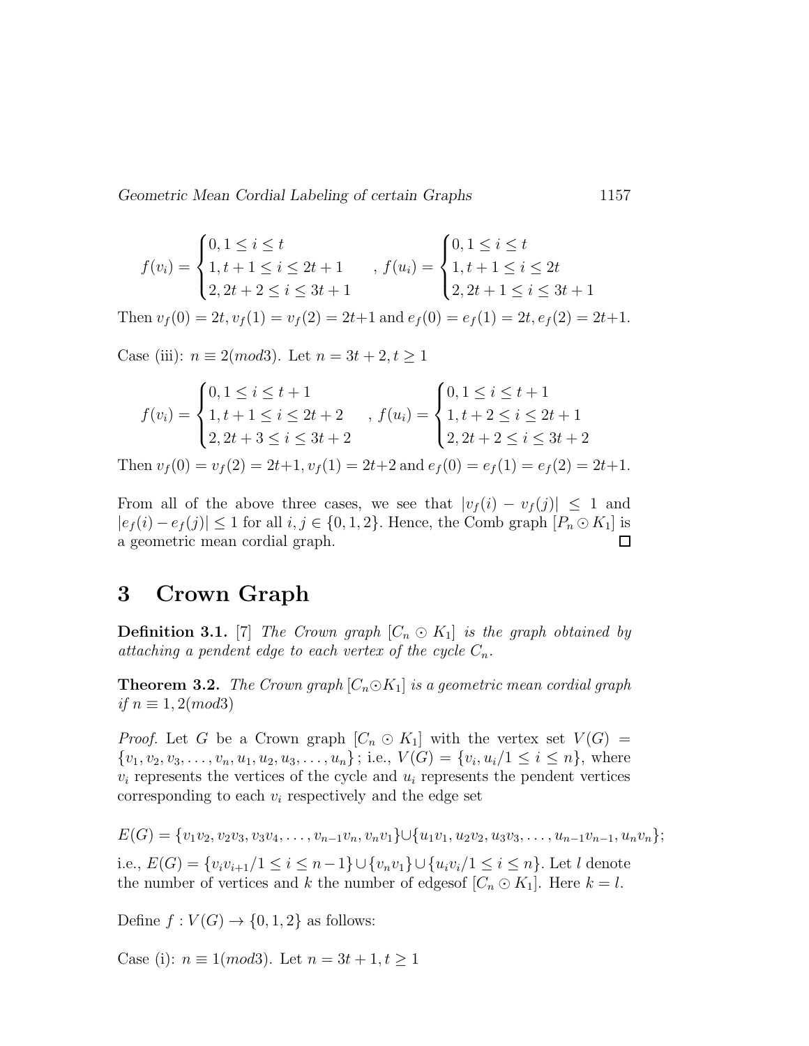$$f(v_i) = \begin{cases} 0, 1 \le i \le t \\ 1, t+1 \le i \le 2t+1 \\ 2, 2t+2 \le i \le 3t+1 \end{cases}, \; f(u_i) = \begin{cases} 0, 1 \le i \le t \\ 1, t+1 \le i \le 2t \\ 2, 2t+1 \le i \le 3t+1 \end{cases}$$

Then $v_f(0) = 2t, v_f(1) = v_f(2) = 2t+1$ and $e_f(0) = e_f(1) = 2t, e_f(2) = 2t+1$.

Case (iii): $n \equiv 2(mod3)$. Let $n = 3t+2, t \ge 1$

$$f(v_i) = \begin{cases} 0, 1 \le i \le t+1 \\ 1, t+1 \le i \le 2t+2 \\ 2, 2t+3 \le i \le 3t+2 \end{cases}, \; f(u_i) = \begin{cases} 0, 1 \le i \le t+1 \\ 1, t+2 \le i \le 2t+1 \\ 2, 2t+2 \le i \le 3t+2 \end{cases}$$

Then $v_f(0) = v_f(2) = 2t+1, v_f(1) = 2t+2$ and $e_f(0) = e_f(1) = e_f(2) = 2t+1$.

From all of the above three cases, we see that $|v_f(i) - v_f(j)| \le 1$ and $|e_f(i) - e_f(j)| \le 1$ for all $i, j \in \{0, 1, 2\}$. Hence, the Comb graph $[P_n \odot K_1]$ is a geometric mean cordial graph. □

# 3 Crown Graph

**Definition 3.1.** [7] *The Crown graph $[C_n \odot K_1]$ is the graph obtained by attaching a pendent edge to each vertex of the cycle $C_n$.*

**Theorem 3.2.** *The Crown graph $[C_n \odot K_1]$ is a geometric mean cordial graph if $n \equiv 1, 2(mod3)$*

*Proof.* Let $G$ be a Crown graph $[C_n \odot K_1]$ with the vertex set $V(G) = \{v_1, v_2, v_3, \ldots, v_n, u_1, u_2, u_3, \ldots, u_n\}$; i.e., $V(G) = \{v_i, u_i / 1 \le i \le n\}$, where $v_i$ represents the vertices of the cycle and $u_i$ represents the pendent vertices corresponding to each $v_i$ respectively and the edge set

$E(G) = \{v_1v_2, v_2v_3, v_3v_4, \ldots, v_{n-1}v_n, v_nv_1\} \cup \{u_1v_1, u_2v_2, u_3v_3, \ldots, u_{n-1}v_{n-1}, u_nv_n\}$;

i.e., $E(G) = \{v_iv_{i+1} / 1 \le i \le n-1\} \cup \{v_nv_1\} \cup \{u_iv_i / 1 \le i \le n\}$. Let $l$ denote the number of vertices and $k$ the number of edgesof $[C_n \odot K_1]$. Here $k = l$.

Define $f : V(G) \to \{0, 1, 2\}$ as follows:

Case (i): $n \equiv 1(mod3)$. Let $n = 3t+1, t \ge 1$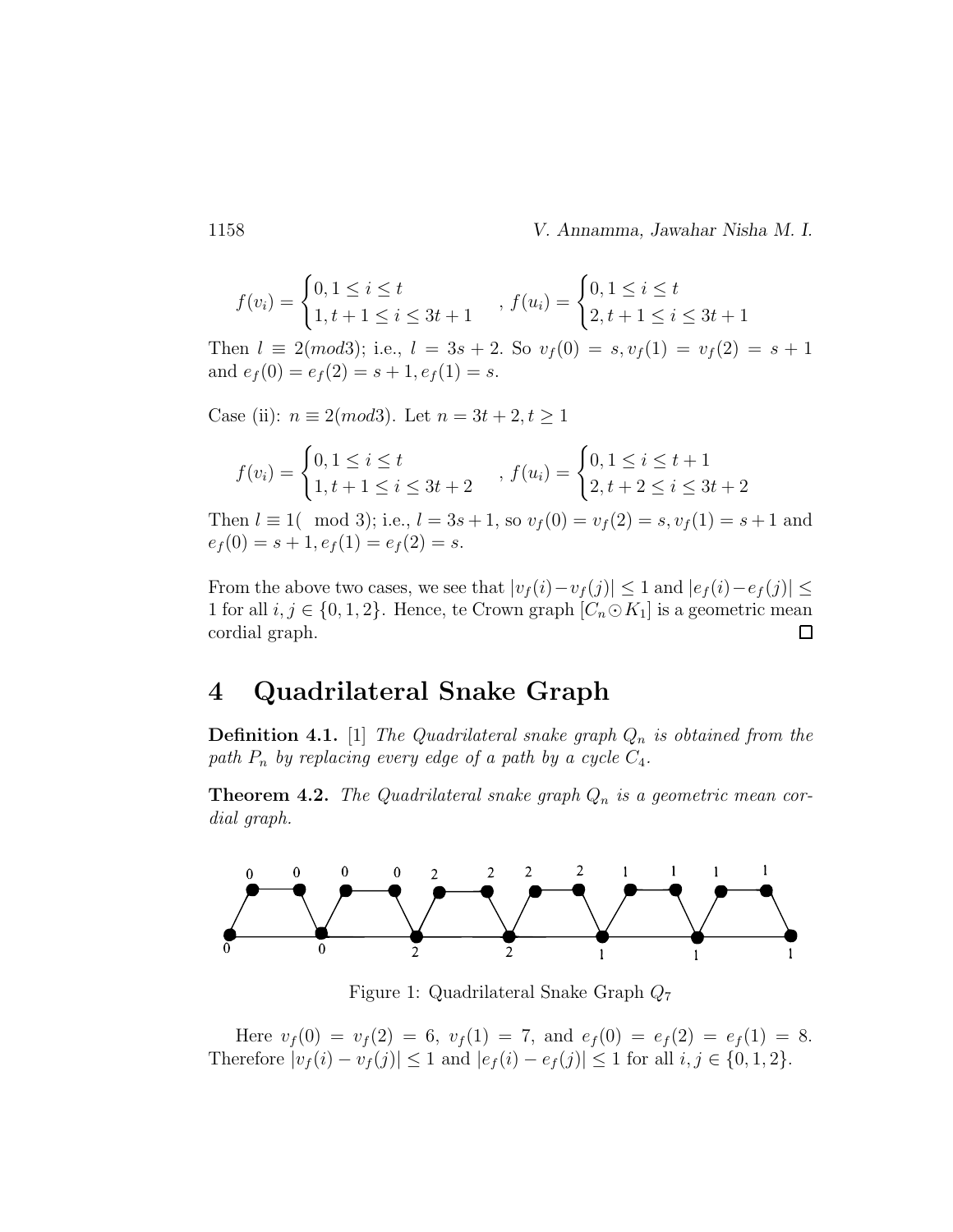$$f(v_i) = \begin{cases} 0, 1 \leq i \leq t \\ 1, t+1 \leq i \leq 3t+1 \end{cases}, \; f(u_i) = \begin{cases} 0, 1 \leq i \leq t \\ 2, t+1 \leq i \leq 3t+1 \end{cases}$$

Then $l \equiv 2(mod3)$; i.e., $l = 3s + 2$. So $v_f(0) = s, v_f(1) = v_f(2) = s + 1$ and $e_f(0) = e_f(2) = s + 1, e_f(1) = s$.

Case (ii): $n \equiv 2(mod3)$. Let $n = 3t + 2, t \geq 1$

$$f(v_i) = \begin{cases} 0, 1 \leq i \leq t \\ 1, t+1 \leq i \leq 3t+2 \end{cases}, \; f(u_i) = \begin{cases} 0, 1 \leq i \leq t+1 \\ 2, t+2 \leq i \leq 3t+2 \end{cases}$$

Then $l \equiv 1(\mod 3)$; i.e., $l = 3s+1$, so $v_f(0) = v_f(2) = s, v_f(1) = s+1$ and $e_f(0) = s+1, e_f(1) = e_f(2) = s$.

From the above two cases, we see that $|v_f(i) - v_f(j)| \leq 1$ and $|e_f(i) - e_f(j)| \leq 1$ for all $i, j \in \{0, 1, 2\}$. Hence, te Crown graph $[C_n \odot K_1]$ is a geometric mean cordial graph. $\square$

# 4 Quadrilateral Snake Graph

**Definition 4.1.** [1] *The Quadrilateral snake graph $Q_n$ is obtained from the path $P_n$ by replacing every edge of a path by a cycle $C_4$.*

**Theorem 4.2.** *The Quadrilateral snake graph $Q_n$ is a geometric mean cordial graph.*

Figure 1: Quadrilateral Snake Graph $Q_7$

Here $v_f(0) = v_f(2) = 6$, $v_f(1) = 7$, and $e_f(0) = e_f(2) = e_f(1) = 8$. Therefore $|v_f(i) - v_f(j)| \leq 1$ and $|e_f(i) - e_f(j)| \leq 1$ for all $i, j \in \{0, 1, 2\}$.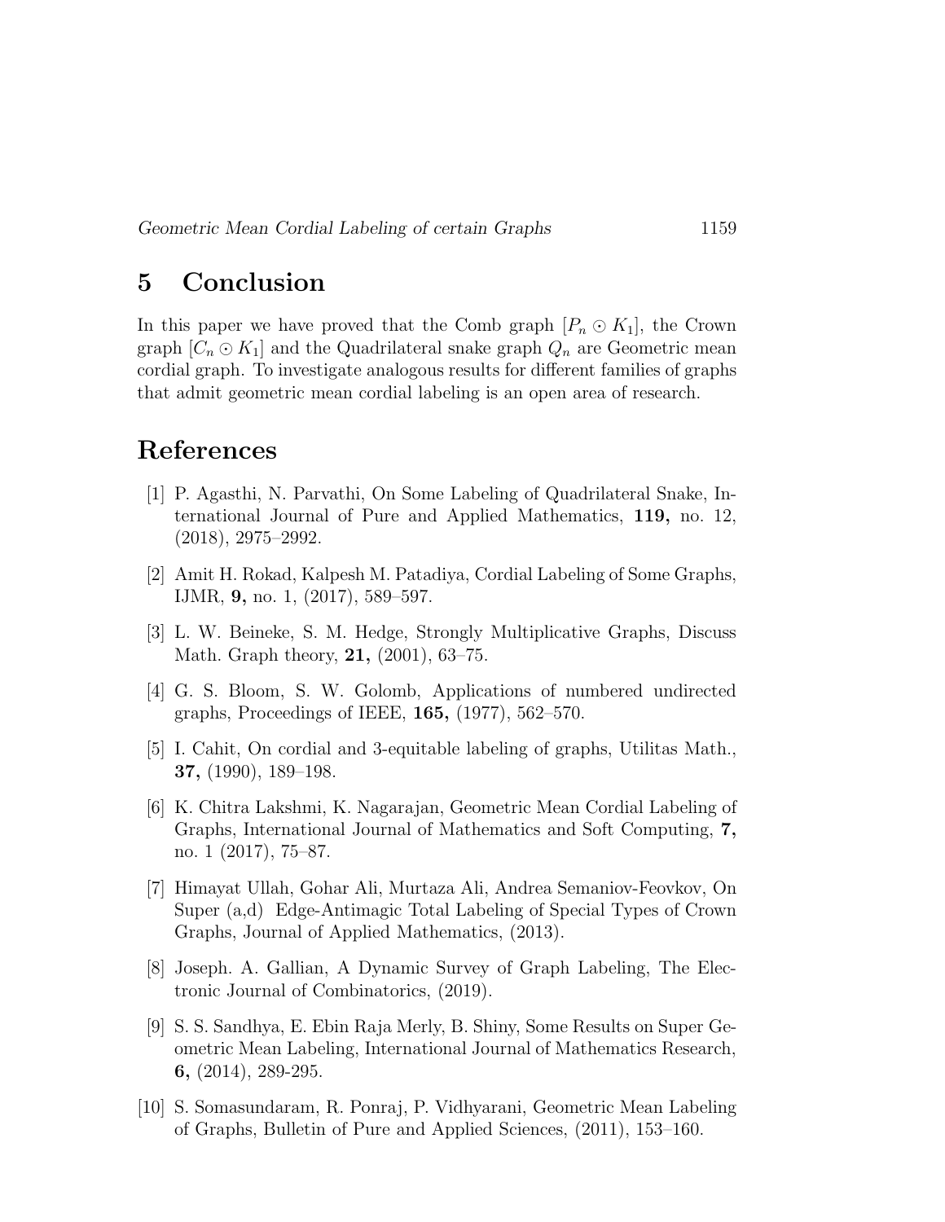## 5 Conclusion

In this paper we have proved that the Comb graph $[P_n \odot K_1]$, the Crown graph $[C_n \odot K_1]$ and the Quadrilateral snake graph $Q_n$ are Geometric mean cordial graph. To investigate analogous results for different families of graphs that admit geometric mean cordial labeling is an open area of research.

## References

[1] P. Agasthi, N. Parvathi, On Some Labeling of Quadrilateral Snake, International Journal of Pure and Applied Mathematics, **119,** no. 12, (2018), 2975–2992.

[2] Amit H. Rokad, Kalpesh M. Patadiya, Cordial Labeling of Some Graphs, IJMR, **9,** no. 1, (2017), 589–597.

[3] L. W. Beineke, S. M. Hedge, Strongly Multiplicative Graphs, Discuss Math. Graph theory, **21,** (2001), 63–75.

[4] G. S. Bloom, S. W. Golomb, Applications of numbered undirected graphs, Proceedings of IEEE, **165,** (1977), 562–570.

[5] I. Cahit, On cordial and 3-equitable labeling of graphs, Utilitas Math., **37,** (1990), 189–198.

[6] K. Chitra Lakshmi, K. Nagarajan, Geometric Mean Cordial Labeling of Graphs, International Journal of Mathematics and Soft Computing, **7,** no. 1 (2017), 75–87.

[7] Himayat Ullah, Gohar Ali, Murtaza Ali, Andrea Semaniov-Feovkov, On Super (a,d) Edge-Antimagic Total Labeling of Special Types of Crown Graphs, Journal of Applied Mathematics, (2013).

[8] Joseph. A. Gallian, A Dynamic Survey of Graph Labeling, The Electronic Journal of Combinatorics, (2019).

[9] S. S. Sandhya, E. Ebin Raja Merly, B. Shiny, Some Results on Super Geometric Mean Labeling, International Journal of Mathematics Research, **6,** (2014), 289-295.

[10] S. Somasundaram, R. Ponraj, P. Vidhyarani, Geometric Mean Labeling of Graphs, Bulletin of Pure and Applied Sciences, (2011), 153–160.